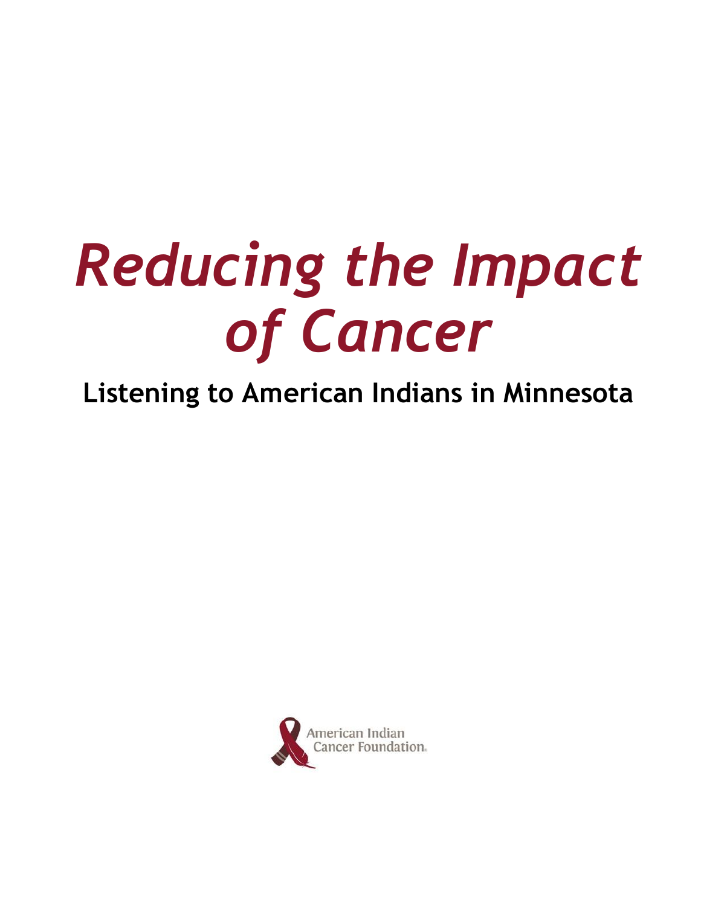# *Reducing the Impact of Cancer*

## Listening to American Indians in Minnesota

American Indian Cancer Foundation.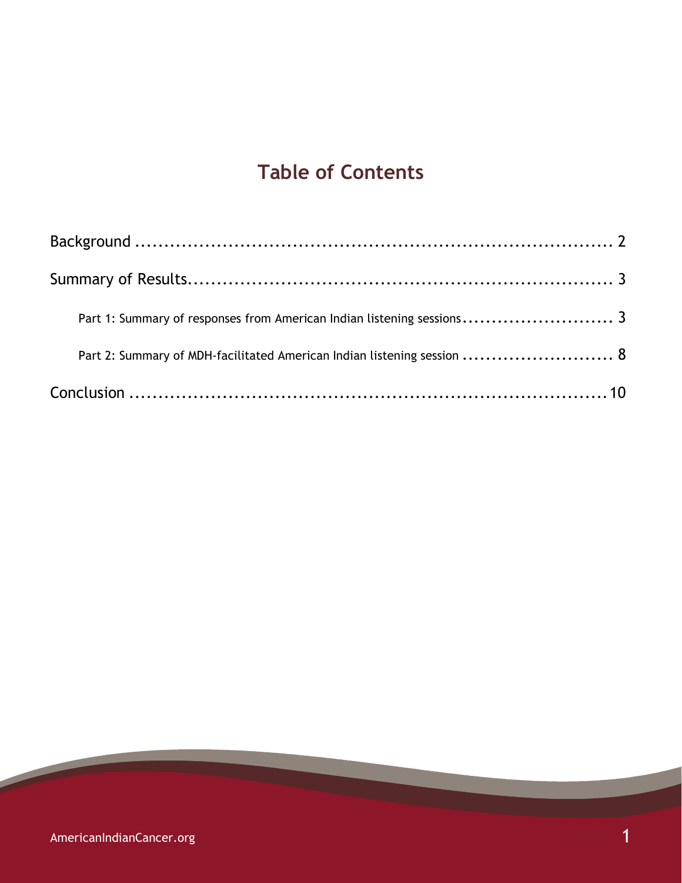# Table of Contents

Background ........................................................................ 2

Summary of Results.............................................................. 3

- Part 1: Summary of responses from American Indian listening sessions.......................... 3
- Part 2: Summary of MDH-facilitated American Indian listening session .......................... 8

Conclusion ........................................................................ 10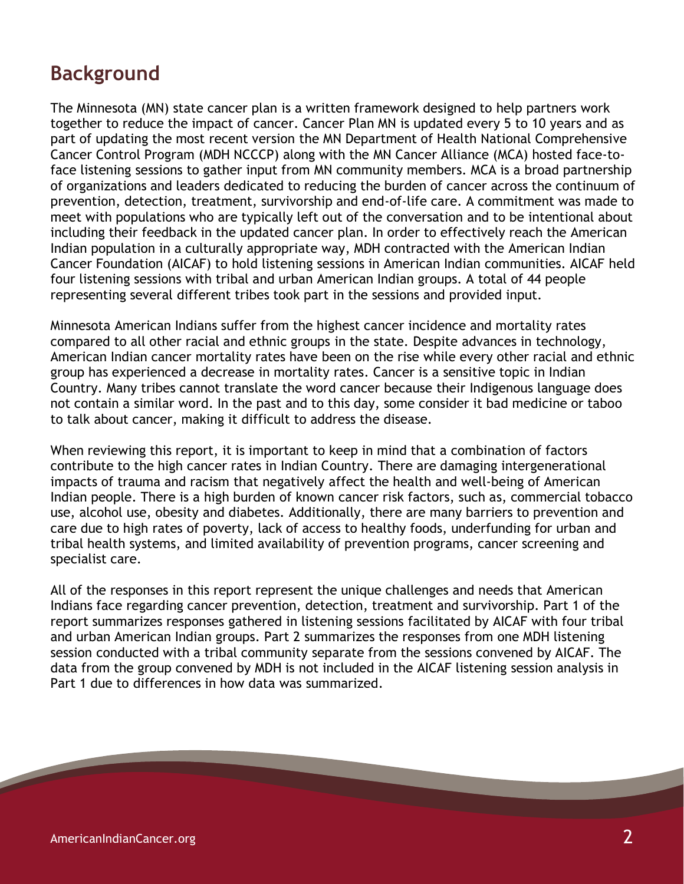## Background

The Minnesota (MN) state cancer plan is a written framework designed to help partners work together to reduce the impact of cancer. Cancer Plan MN is updated every 5 to 10 years and as part of updating the most recent version the MN Department of Health National Comprehensive Cancer Control Program (MDH NCCCP) along with the MN Cancer Alliance (MCA) hosted face-to-face listening sessions to gather input from MN community members. MCA is a broad partnership of organizations and leaders dedicated to reducing the burden of cancer across the continuum of prevention, detection, treatment, survivorship and end-of-life care. A commitment was made to meet with populations who are typically left out of the conversation and to be intentional about including their feedback in the updated cancer plan. In order to effectively reach the American Indian population in a culturally appropriate way, MDH contracted with the American Indian Cancer Foundation (AICAF) to hold listening sessions in American Indian communities. AICAF held four listening sessions with tribal and urban American Indian groups. A total of 44 people representing several different tribes took part in the sessions and provided input.

Minnesota American Indians suffer from the highest cancer incidence and mortality rates compared to all other racial and ethnic groups in the state. Despite advances in technology, American Indian cancer mortality rates have been on the rise while every other racial and ethnic group has experienced a decrease in mortality rates. Cancer is a sensitive topic in Indian Country. Many tribes cannot translate the word cancer because their Indigenous language does not contain a similar word. In the past and to this day, some consider it bad medicine or taboo to talk about cancer, making it difficult to address the disease.

When reviewing this report, it is important to keep in mind that a combination of factors contribute to the high cancer rates in Indian Country. There are damaging intergenerational impacts of trauma and racism that negatively affect the health and well-being of American Indian people. There is a high burden of known cancer risk factors, such as, commercial tobacco use, alcohol use, obesity and diabetes. Additionally, there are many barriers to prevention and care due to high rates of poverty, lack of access to healthy foods, underfunding for urban and tribal health systems, and limited availability of prevention programs, cancer screening and specialist care.

All of the responses in this report represent the unique challenges and needs that American Indians face regarding cancer prevention, detection, treatment and survivorship. Part 1 of the report summarizes responses gathered in listening sessions facilitated by AICAF with four tribal and urban American Indian groups. Part 2 summarizes the responses from one MDH listening session conducted with a tribal community separate from the sessions convened by AICAF. The data from the group convened by MDH is not included in the AICAF listening session analysis in Part 1 due to differences in how data was summarized.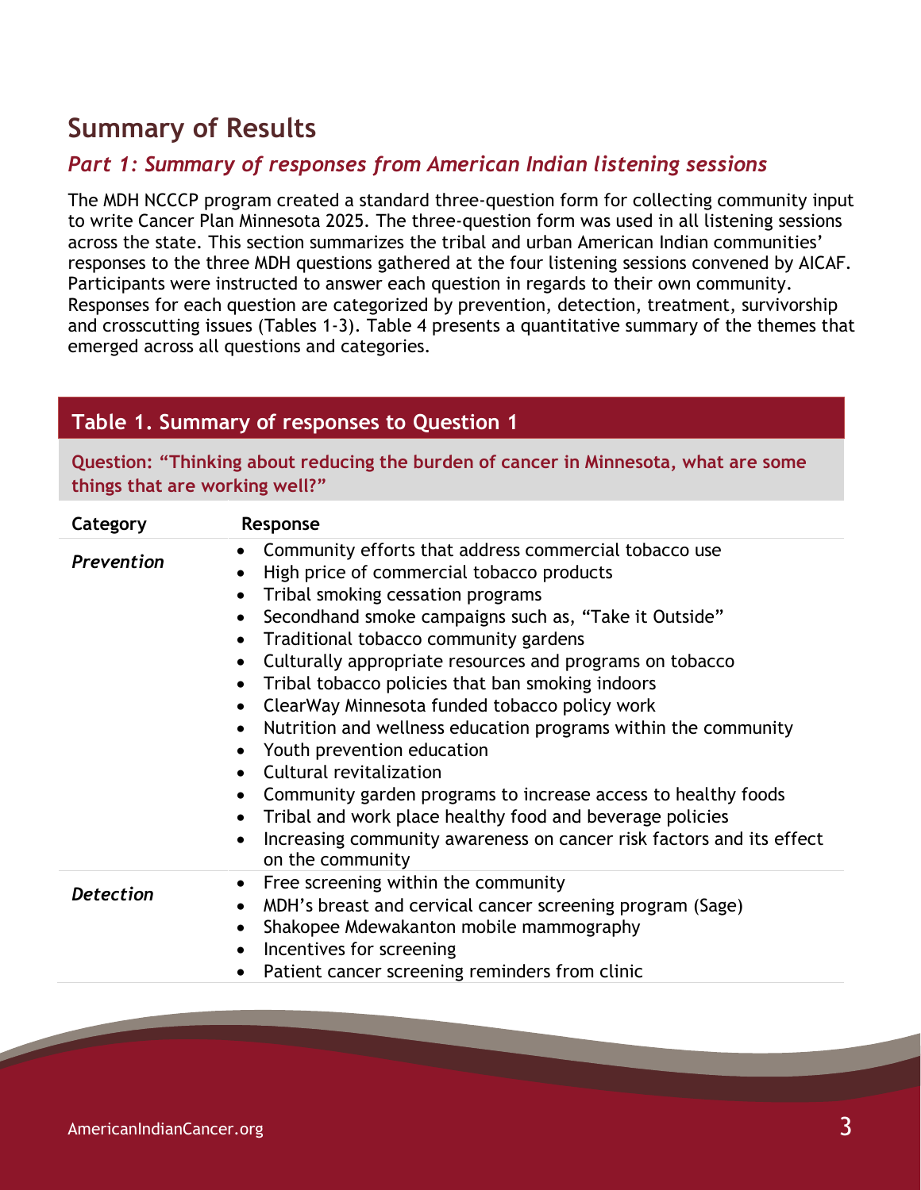## Summary of Results

### *Part 1: Summary of responses from American Indian listening sessions*

The MDH NCCCP program created a standard three-question form for collecting community input to write Cancer Plan Minnesota 2025. The three-question form was used in all listening sessions across the state. This section summarizes the tribal and urban American Indian communities' responses to the three MDH questions gathered at the four listening sessions convened by AICAF. Participants were instructed to answer each question in regards to their own community. Responses for each question are categorized by prevention, detection, treatment, survivorship and crosscutting issues (Tables 1-3). Table 4 presents a quantitative summary of the themes that emerged across all questions and categories.

**Table 1. Summary of responses to Question 1**

**Question: "Thinking about reducing the burden of cancer in Minnesota, what are some things that are working well?"**

| Category | Response |
|---|---|
| *Prevention* | • Community efforts that address commercial tobacco use<br>• High price of commercial tobacco products<br>• Tribal smoking cessation programs<br>• Secondhand smoke campaigns such as, "Take it Outside"<br>• Traditional tobacco community gardens<br>• Culturally appropriate resources and programs on tobacco<br>• Tribal tobacco policies that ban smoking indoors<br>• ClearWay Minnesota funded tobacco policy work<br>• Nutrition and wellness education programs within the community<br>• Youth prevention education<br>• Cultural revitalization<br>• Community garden programs to increase access to healthy foods<br>• Tribal and work place healthy food and beverage policies<br>• Increasing community awareness on cancer risk factors and its effect on the community |
| *Detection* | • Free screening within the community<br>• MDH's breast and cervical cancer screening program (Sage)<br>• Shakopee Mdewakanton mobile mammography<br>• Incentives for screening<br>• Patient cancer screening reminders from clinic |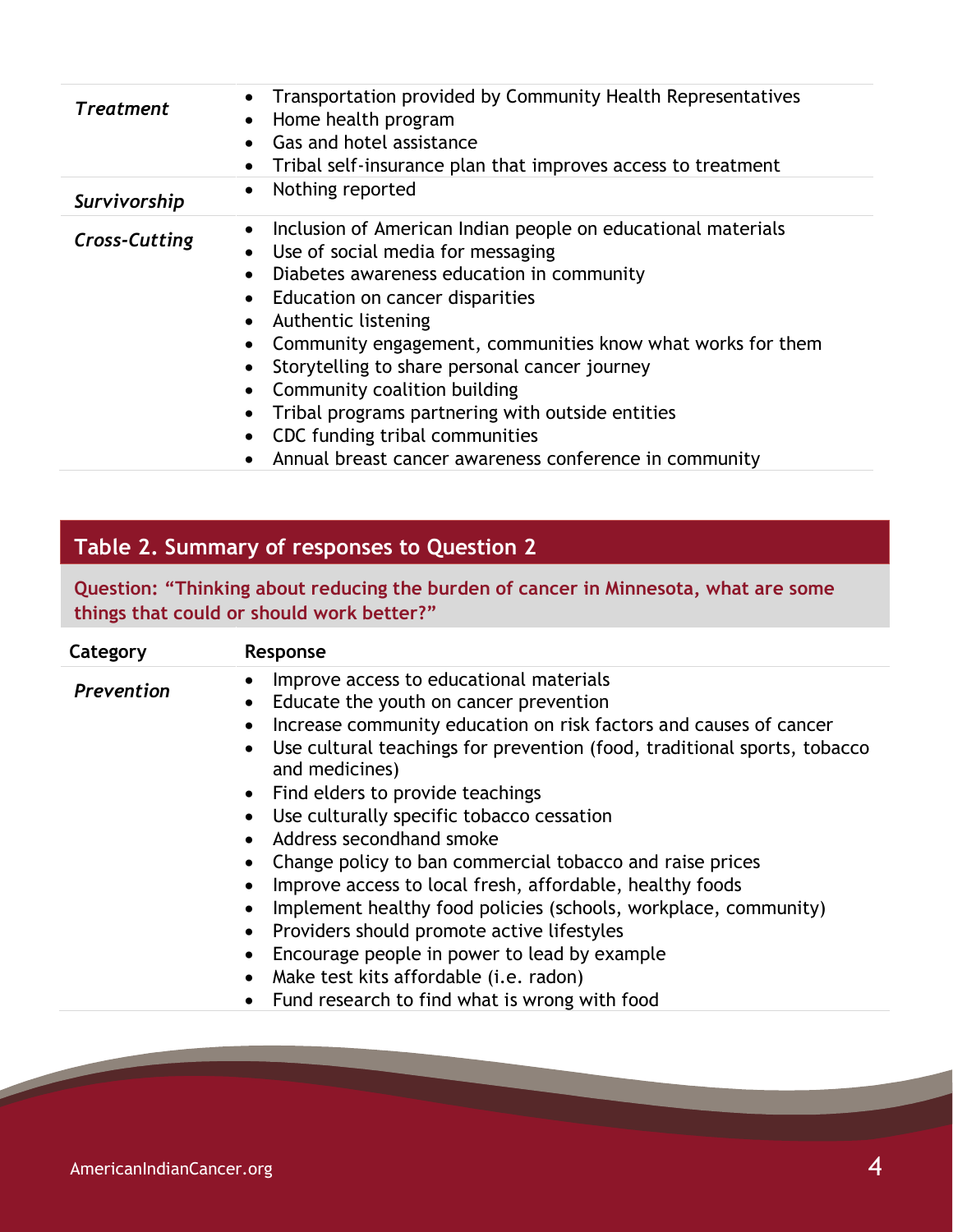| | |
|---|---|
| *Treatment* | • Transportation provided by Community Health Representatives<br>• Home health program<br>• Gas and hotel assistance<br>• Tribal self-insurance plan that improves access to treatment |
| *Survivorship* | • Nothing reported |
| *Cross-Cutting* | • Inclusion of American Indian people on educational materials<br>• Use of social media for messaging<br>• Diabetes awareness education in community<br>• Education on cancer disparities<br>• Authentic listening<br>• Community engagement, communities know what works for them<br>• Storytelling to share personal cancer journey<br>• Community coalition building<br>• Tribal programs partnering with outside entities<br>• CDC funding tribal communities<br>• Annual breast cancer awareness conference in community |

## Table 2. Summary of responses to Question 2

**Question: "Thinking about reducing the burden of cancer in Minnesota, what are some things that could or should work better?"**

| Category | Response |
|---|---|
| *Prevention* | • Improve access to educational materials<br>• Educate the youth on cancer prevention<br>• Increase community education on risk factors and causes of cancer<br>• Use cultural teachings for prevention (food, traditional sports, tobacco and medicines)<br>• Find elders to provide teachings<br>• Use culturally specific tobacco cessation<br>• Address secondhand smoke<br>• Change policy to ban commercial tobacco and raise prices<br>• Improve access to local fresh, affordable, healthy foods<br>• Implement healthy food policies (schools, workplace, community)<br>• Providers should promote active lifestyles<br>• Encourage people in power to lead by example<br>• Make test kits affordable (i.e. radon)<br>• Fund research to find what is wrong with food |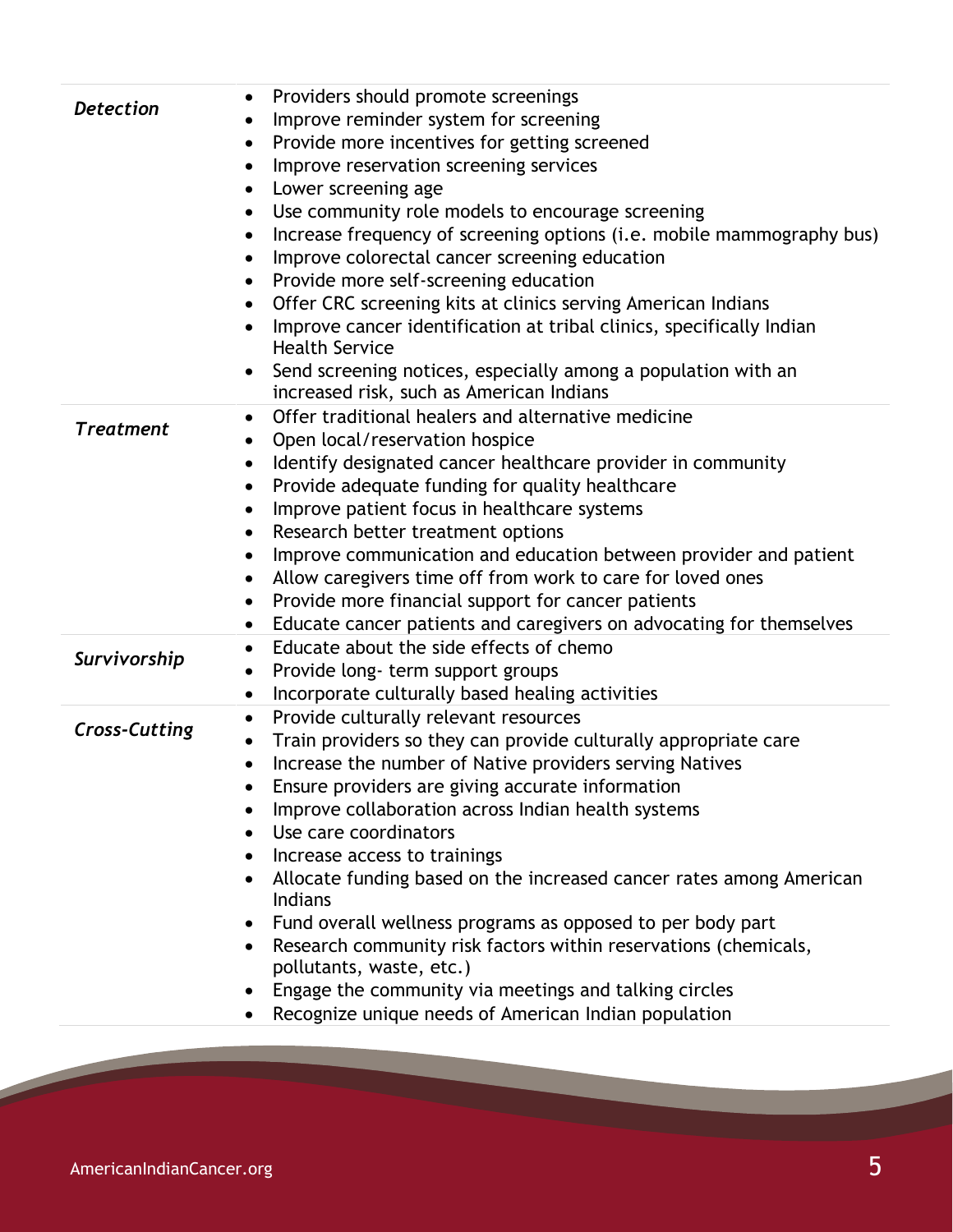| | |
|---|---|
| ***Detection*** | • Providers should promote screenings<br>• Improve reminder system for screening<br>• Provide more incentives for getting screened<br>• Improve reservation screening services<br>• Lower screening age<br>• Use community role models to encourage screening<br>• Increase frequency of screening options (i.e. mobile mammography bus)<br>• Improve colorectal cancer screening education<br>• Provide more self-screening education<br>• Offer CRC screening kits at clinics serving American Indians<br>• Improve cancer identification at tribal clinics, specifically Indian Health Service<br>• Send screening notices, especially among a population with an increased risk, such as American Indians |
| ***Treatment*** | • Offer traditional healers and alternative medicine<br>• Open local/reservation hospice<br>• Identify designated cancer healthcare provider in community<br>• Provide adequate funding for quality healthcare<br>• Improve patient focus in healthcare systems<br>• Research better treatment options<br>• Improve communication and education between provider and patient<br>• Allow caregivers time off from work to care for loved ones<br>• Provide more financial support for cancer patients<br>• Educate cancer patients and caregivers on advocating for themselves |
| ***Survivorship*** | • Educate about the side effects of chemo<br>• Provide long- term support groups<br>• Incorporate culturally based healing activities |
| ***Cross-Cutting*** | • Provide culturally relevant resources<br>• Train providers so they can provide culturally appropriate care<br>• Increase the number of Native providers serving Natives<br>• Ensure providers are giving accurate information<br>• Improve collaboration across Indian health systems<br>• Use care coordinators<br>• Increase access to trainings<br>• Allocate funding based on the increased cancer rates among American Indians<br>• Fund overall wellness programs as opposed to per body part<br>• Research community risk factors within reservations (chemicals, pollutants, waste, etc.)<br>• Engage the community via meetings and talking circles<br>• Recognize unique needs of American Indian population |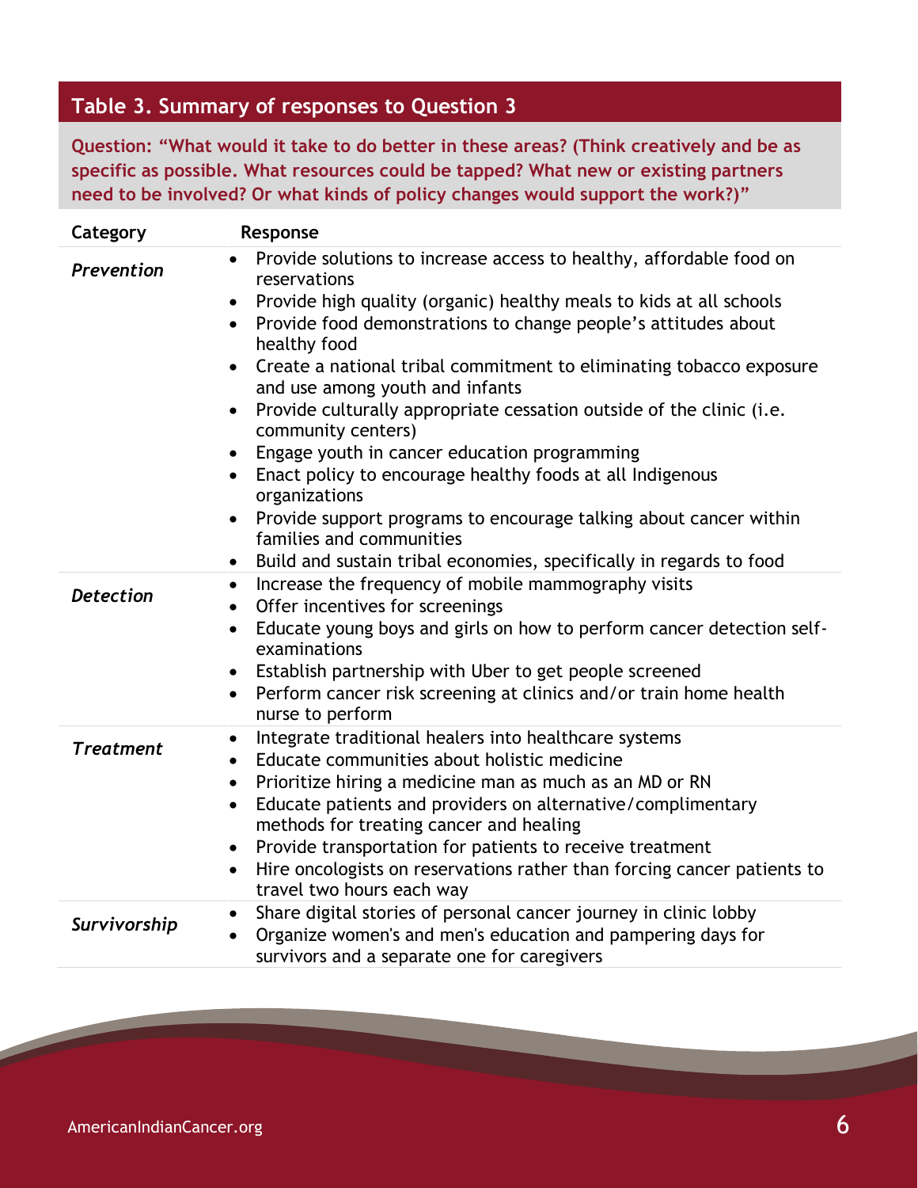## Table 3. Summary of responses to Question 3

**Question: "What would it take to do better in these areas? (Think creatively and be as specific as possible. What resources could be tapped? What new or existing partners need to be involved? Or what kinds of policy changes would support the work?)"**

| Category | Response |
|---|---|
| *Prevention* | • Provide solutions to increase access to healthy, affordable food on reservations<br>• Provide high quality (organic) healthy meals to kids at all schools<br>• Provide food demonstrations to change people's attitudes about healthy food<br>• Create a national tribal commitment to eliminating tobacco exposure and use among youth and infants<br>• Provide culturally appropriate cessation outside of the clinic (i.e. community centers)<br>• Engage youth in cancer education programming<br>• Enact policy to encourage healthy foods at all Indigenous organizations<br>• Provide support programs to encourage talking about cancer within families and communities<br>• Build and sustain tribal economies, specifically in regards to food |
| *Detection* | • Increase the frequency of mobile mammography visits<br>• Offer incentives for screenings<br>• Educate young boys and girls on how to perform cancer detection self-examinations<br>• Establish partnership with Uber to get people screened<br>• Perform cancer risk screening at clinics and/or train home health nurse to perform |
| *Treatment* | • Integrate traditional healers into healthcare systems<br>• Educate communities about holistic medicine<br>• Prioritize hiring a medicine man as much as an MD or RN<br>• Educate patients and providers on alternative/complimentary methods for treating cancer and healing<br>• Provide transportation for patients to receive treatment<br>• Hire oncologists on reservations rather than forcing cancer patients to travel two hours each way |
| *Survivorship* | • Share digital stories of personal cancer journey in clinic lobby<br>• Organize women's and men's education and pampering days for survivors and a separate one for caregivers |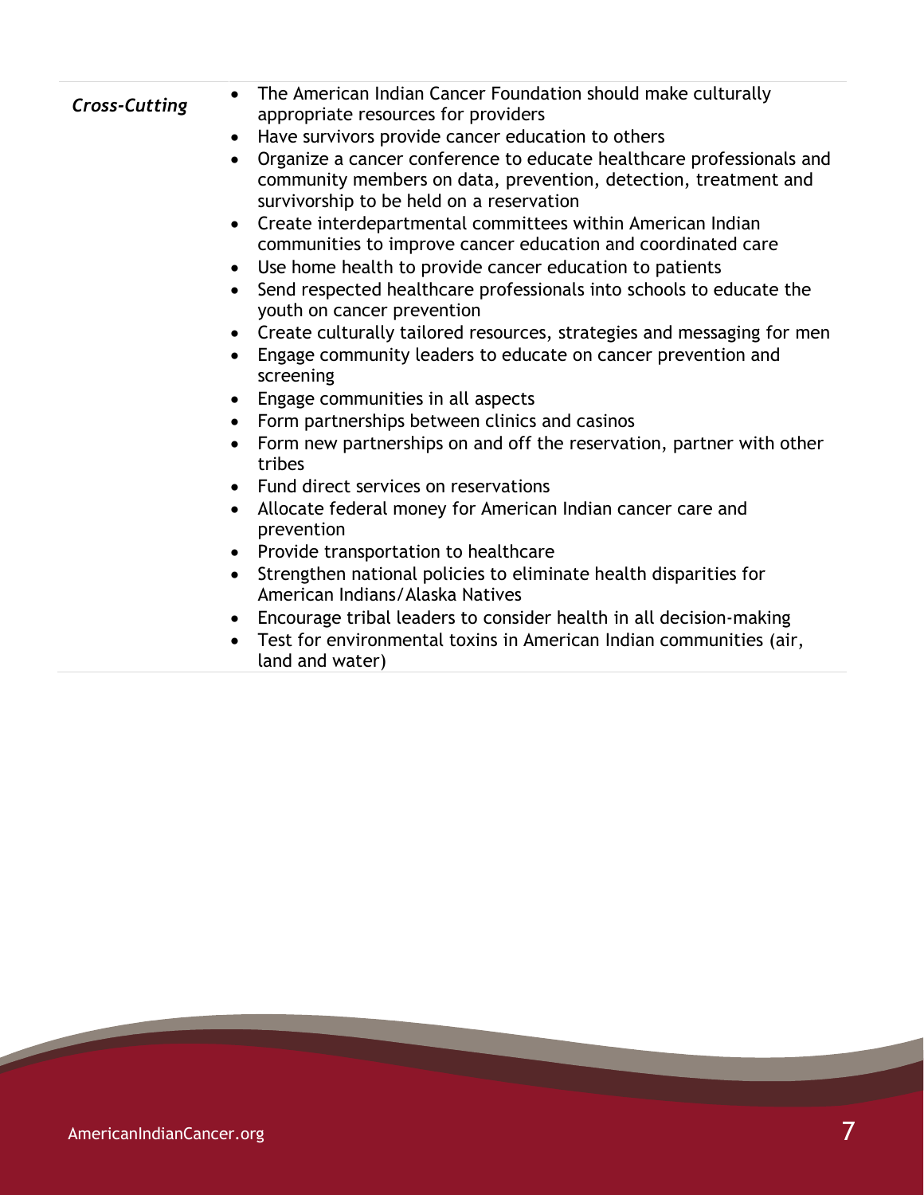| | |
|---|---|
| *Cross-Cutting* | • The American Indian Cancer Foundation should make culturally appropriate resources for providers<br>• Have survivors provide cancer education to others<br>• Organize a cancer conference to educate healthcare professionals and community members on data, prevention, detection, treatment and survivorship to be held on a reservation<br>• Create interdepartmental committees within American Indian communities to improve cancer education and coordinated care<br>• Use home health to provide cancer education to patients<br>• Send respected healthcare professionals into schools to educate the youth on cancer prevention<br>• Create culturally tailored resources, strategies and messaging for men<br>• Engage community leaders to educate on cancer prevention and screening<br>• Engage communities in all aspects<br>• Form partnerships between clinics and casinos<br>• Form new partnerships on and off the reservation, partner with other tribes<br>• Fund direct services on reservations<br>• Allocate federal money for American Indian cancer care and prevention<br>• Provide transportation to healthcare<br>• Strengthen national policies to eliminate health disparities for American Indians/Alaska Natives<br>• Encourage tribal leaders to consider health in all decision-making<br>• Test for environmental toxins in American Indian communities (air, land and water) |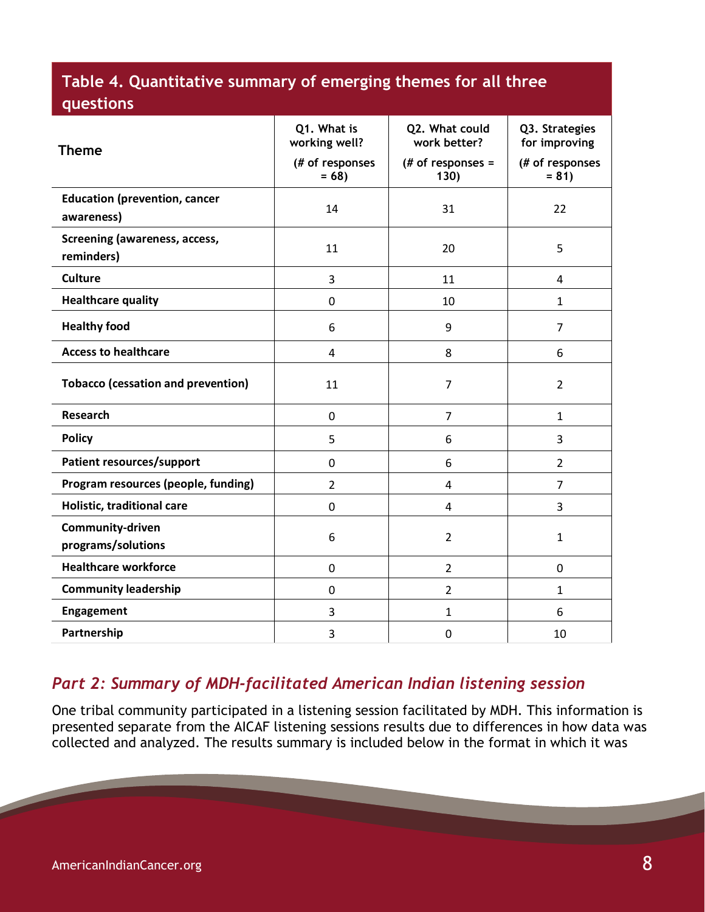## Table 4. Quantitative summary of emerging themes for all three questions

| Theme | Q1. What is working well? (# of responses = 68) | Q2. What could work better? (# of responses = 130) | Q3. Strategies for improving (# of responses = 81) |
|---|---|---|---|
| Education (prevention, cancer awareness) | 14 | 31 | 22 |
| Screening (awareness, access, reminders) | 11 | 20 | 5 |
| Culture | 3 | 11 | 4 |
| Healthcare quality | 0 | 10 | 1 |
| Healthy food | 6 | 9 | 7 |
| Access to healthcare | 4 | 8 | 6 |
| Tobacco (cessation and prevention) | 11 | 7 | 2 |
| Research | 0 | 7 | 1 |
| Policy | 5 | 6 | 3 |
| Patient resources/support | 0 | 6 | 2 |
| Program resources (people, funding) | 2 | 4 | 7 |
| Holistic, traditional care | 0 | 4 | 3 |
| Community-driven programs/solutions | 6 | 2 | 1 |
| Healthcare workforce | 0 | 2 | 0 |
| Community leadership | 0 | 2 | 1 |
| Engagement | 3 | 1 | 6 |
| Partnership | 3 | 0 | 10 |

## *Part 2: Summary of MDH-facilitated American Indian listening session*

One tribal community participated in a listening session facilitated by MDH. This information is presented separate from the AICAF listening sessions results due to differences in how data was collected and analyzed. The results summary is included below in the format in which it was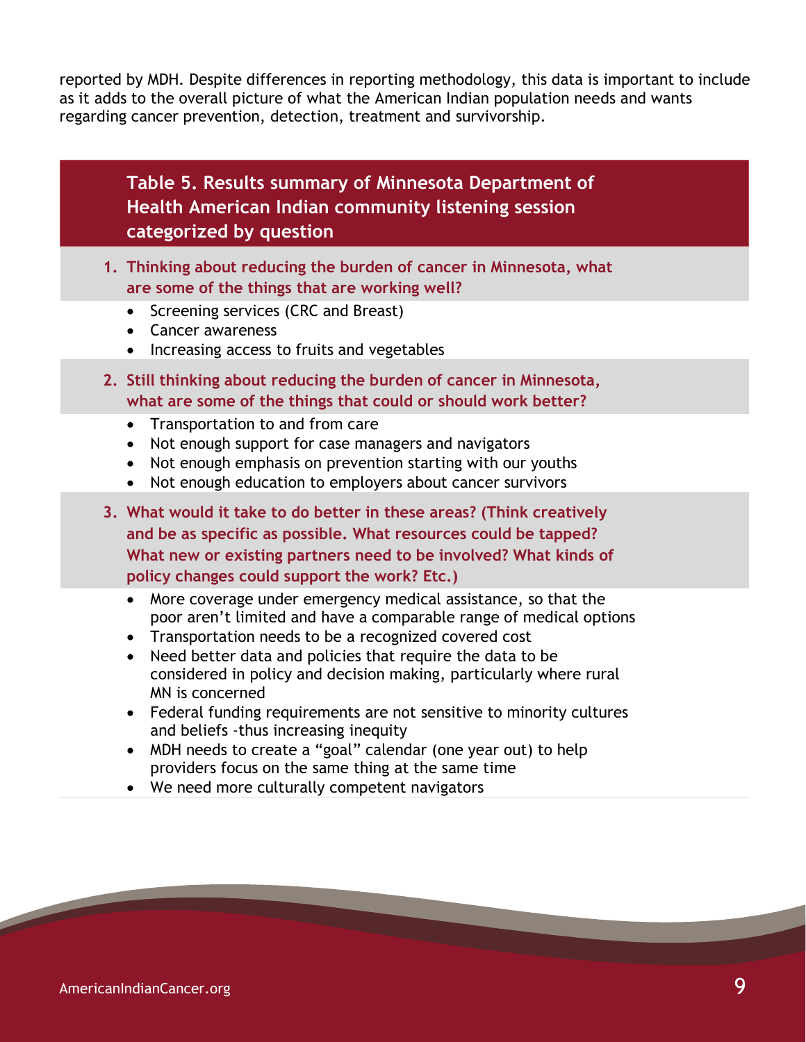reported by MDH. Despite differences in reporting methodology, this data is important to include as it adds to the overall picture of what the American Indian population needs and wants regarding cancer prevention, detection, treatment and survivorship.

### Table 5. Results summary of Minnesota Department of Health American Indian community listening session categorized by question

**1. Thinking about reducing the burden of cancer in Minnesota, what are some of the things that are working well?**

- Screening services (CRC and Breast)
- Cancer awareness
- Increasing access to fruits and vegetables

**2. Still thinking about reducing the burden of cancer in Minnesota, what are some of the things that could or should work better?**

- Transportation to and from care
- Not enough support for case managers and navigators
- Not enough emphasis on prevention starting with our youths
- Not enough education to employers about cancer survivors

**3. What would it take to do better in these areas? (Think creatively and be as specific as possible. What resources could be tapped? What new or existing partners need to be involved? What kinds of policy changes could support the work? Etc.)**

- More coverage under emergency medical assistance, so that the poor aren't limited and have a comparable range of medical options
- Transportation needs to be a recognized covered cost
- Need better data and policies that require the data to be considered in policy and decision making, particularly where rural MN is concerned
- Federal funding requirements are not sensitive to minority cultures and beliefs -thus increasing inequity
- MDH needs to create a "goal" calendar (one year out) to help providers focus on the same thing at the same time
- We need more culturally competent navigators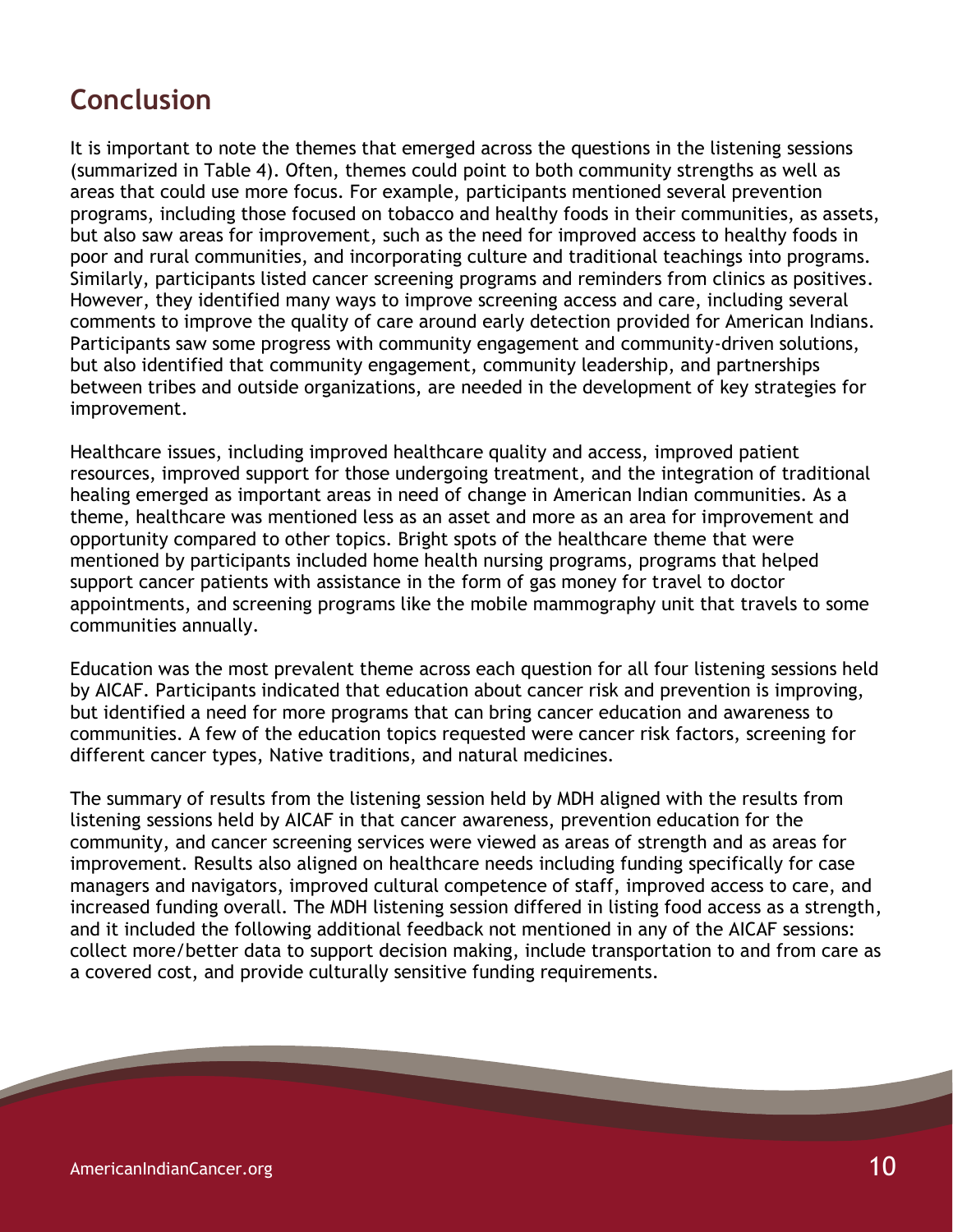## Conclusion

It is important to note the themes that emerged across the questions in the listening sessions (summarized in Table 4). Often, themes could point to both community strengths as well as areas that could use more focus. For example, participants mentioned several prevention programs, including those focused on tobacco and healthy foods in their communities, as assets, but also saw areas for improvement, such as the need for improved access to healthy foods in poor and rural communities, and incorporating culture and traditional teachings into programs. Similarly, participants listed cancer screening programs and reminders from clinics as positives. However, they identified many ways to improve screening access and care, including several comments to improve the quality of care around early detection provided for American Indians. Participants saw some progress with community engagement and community-driven solutions, but also identified that community engagement, community leadership, and partnerships between tribes and outside organizations, are needed in the development of key strategies for improvement.

Healthcare issues, including improved healthcare quality and access, improved patient resources, improved support for those undergoing treatment, and the integration of traditional healing emerged as important areas in need of change in American Indian communities. As a theme, healthcare was mentioned less as an asset and more as an area for improvement and opportunity compared to other topics. Bright spots of the healthcare theme that were mentioned by participants included home health nursing programs, programs that helped support cancer patients with assistance in the form of gas money for travel to doctor appointments, and screening programs like the mobile mammography unit that travels to some communities annually.

Education was the most prevalent theme across each question for all four listening sessions held by AICAF. Participants indicated that education about cancer risk and prevention is improving, but identified a need for more programs that can bring cancer education and awareness to communities. A few of the education topics requested were cancer risk factors, screening for different cancer types, Native traditions, and natural medicines.

The summary of results from the listening session held by MDH aligned with the results from listening sessions held by AICAF in that cancer awareness, prevention education for the community, and cancer screening services were viewed as areas of strength and as areas for improvement. Results also aligned on healthcare needs including funding specifically for case managers and navigators, improved cultural competence of staff, improved access to care, and increased funding overall. The MDH listening session differed in listing food access as a strength, and it included the following additional feedback not mentioned in any of the AICAF sessions: collect more/better data to support decision making, include transportation to and from care as a covered cost, and provide culturally sensitive funding requirements.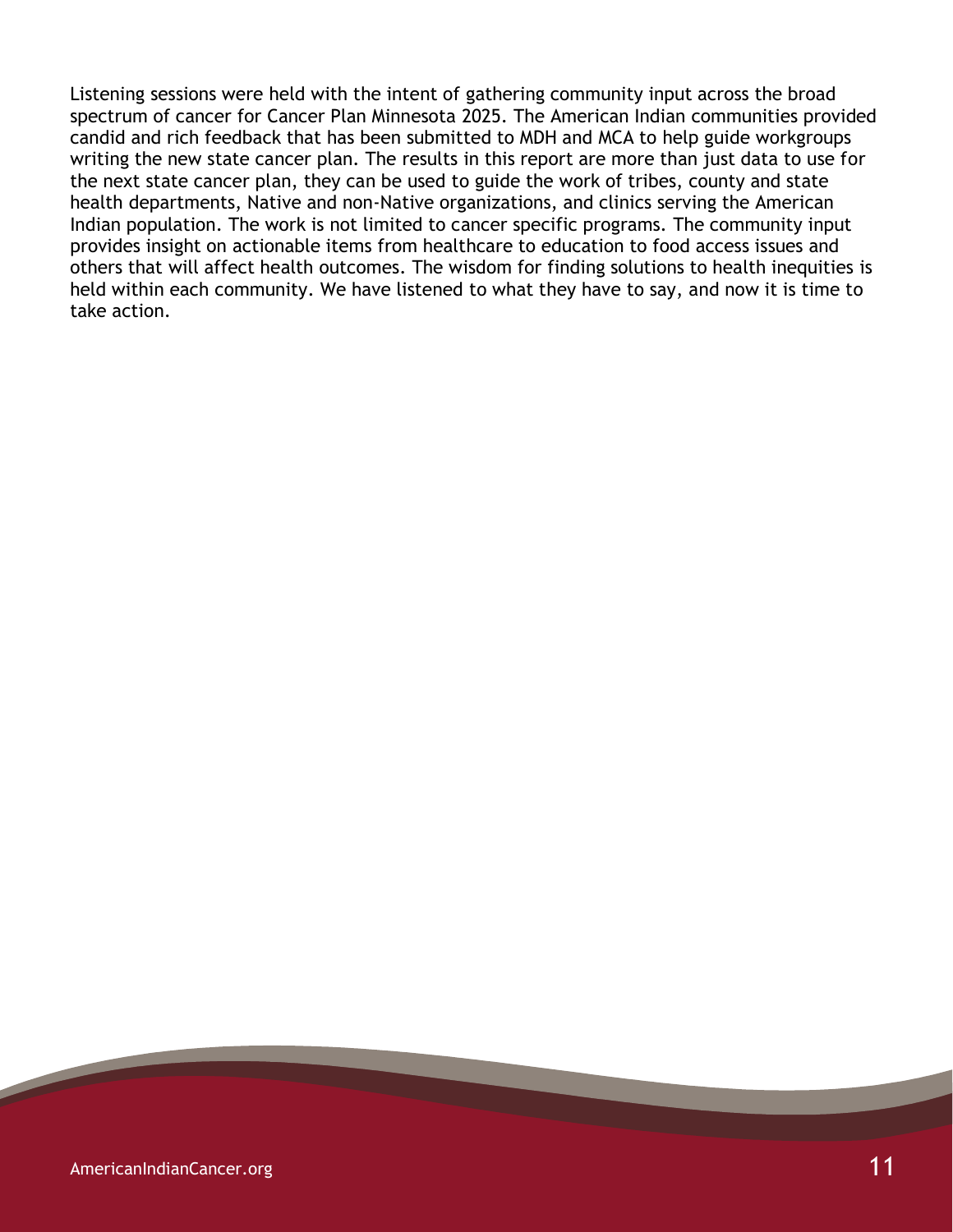Listening sessions were held with the intent of gathering community input across the broad spectrum of cancer for Cancer Plan Minnesota 2025. The American Indian communities provided candid and rich feedback that has been submitted to MDH and MCA to help guide workgroups writing the new state cancer plan. The results in this report are more than just data to use for the next state cancer plan, they can be used to guide the work of tribes, county and state health departments, Native and non-Native organizations, and clinics serving the American Indian population. The work is not limited to cancer specific programs. The community input provides insight on actionable items from healthcare to education to food access issues and others that will affect health outcomes. The wisdom for finding solutions to health inequities is held within each community. We have listened to what they have to say, and now it is time to take action.